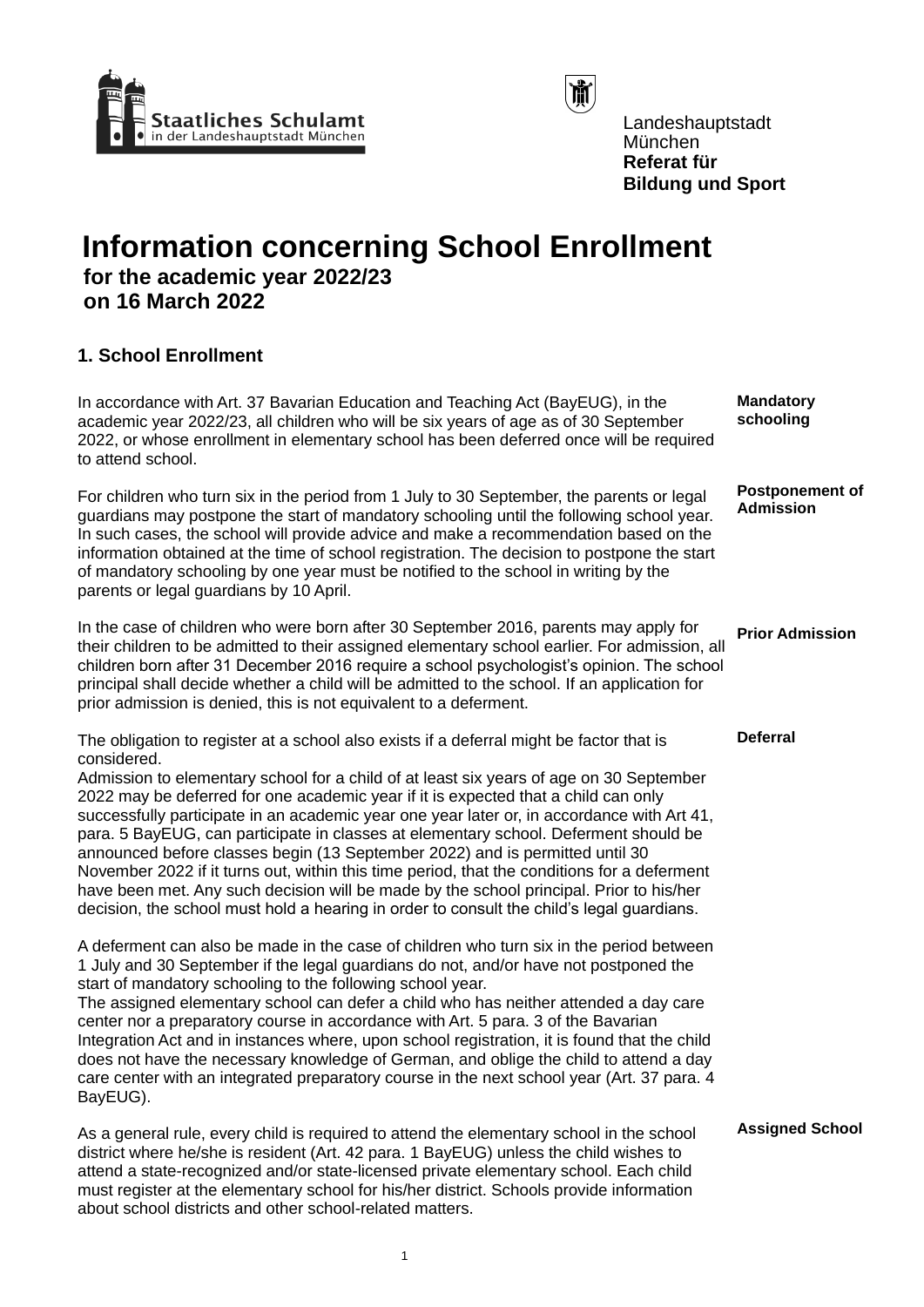Staatliches Schulamt in der Landeshauptstadt München

Landeshauptstadt München
**Referat für Bildung und Sport**

# Information concerning School Enrollment

**for the academic year 2022/23**
**on 16 March 2022**

## 1. School Enrollment

**Mandatory schooling**

In accordance with Art. 37 Bavarian Education and Teaching Act (BayEUG), in the academic year 2022/23, all children who will be six years of age as of 30 September 2022, or whose enrollment in elementary school has been deferred once will be required to attend school.

**Postponement of Admission**

For children who turn six in the period from 1 July to 30 September, the parents or legal guardians may postpone the start of mandatory schooling until the following school year. In such cases, the school will provide advice and make a recommendation based on the information obtained at the time of school registration. The decision to postpone the start of mandatory schooling by one year must be notified to the school in writing by the parents or legal guardians by 10 April.

**Prior Admission**

In the case of children who were born after 30 September 2016, parents may apply for their children to be admitted to their assigned elementary school earlier. For admission, all children born after 31 December 2016 require a school psychologist's opinion. The school principal shall decide whether a child will be admitted to the school. If an application for prior admission is denied, this is not equivalent to a deferment.

**Deferral**

The obligation to register at a school also exists if a deferral might be factor that is considered.
Admission to elementary school for a child of at least six years of age on 30 September 2022 may be deferred for one academic year if it is expected that a child can only successfully participate in an academic year one year later or, in accordance with Art 41, para. 5 BayEUG, can participate in classes at elementary school. Deferment should be announced before classes begin (13 September 2022) and is permitted until 30 November 2022 if it turns out, within this time period, that the conditions for a deferment have been met. Any such decision will be made by the school principal. Prior to his/her decision, the school must hold a hearing in order to consult the child's legal guardians.

A deferment can also be made in the case of children who turn six in the period between 1 July and 30 September if the legal guardians do not, and/or have not postponed the start of mandatory schooling to the following school year.
The assigned elementary school can defer a child who has neither attended a day care center nor a preparatory course in accordance with Art. 5 para. 3 of the Bavarian Integration Act and in instances where, upon school registration, it is found that the child does not have the necessary knowledge of German, and oblige the child to attend a day care center with an integrated preparatory course in the next school year (Art. 37 para. 4 BayEUG).

**Assigned School**

As a general rule, every child is required to attend the elementary school in the school district where he/she is resident (Art. 42 para. 1 BayEUG) unless the child wishes to attend a state-recognized and/or state-licensed private elementary school. Each child must register at the elementary school for his/her district. Schools provide information about school districts and other school-related matters.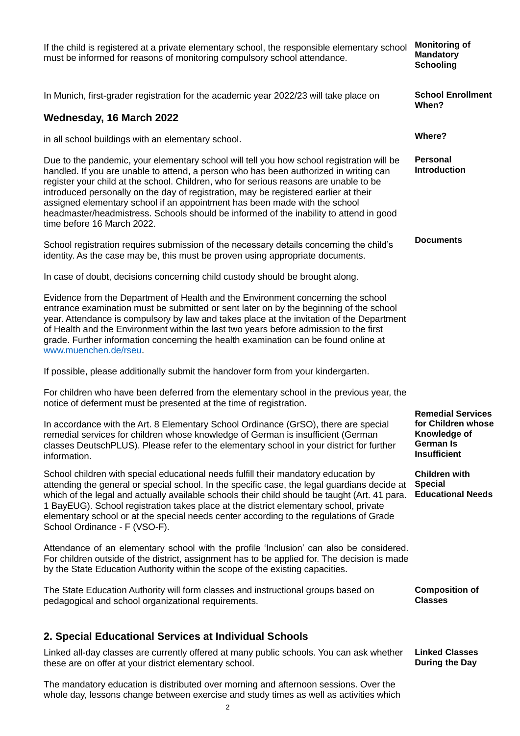**Monitoring of Mandatory Schooling**

If the child is registered at a private elementary school, the responsible elementary school must be informed for reasons of monitoring compulsory school attendance.

**School Enrollment When?**

In Munich, first-grader registration for the academic year 2022/23 will take place on

### Wednesday, 16 March 2022

**Where?**

in all school buildings with an elementary school.

**Personal Introduction**

Due to the pandemic, your elementary school will tell you how school registration will be handled. If you are unable to attend, a person who has been authorized in writing can register your child at the school. Children, who for serious reasons are unable to be introduced personally on the day of registration, may be registered earlier at their assigned elementary school if an appointment has been made with the school headmaster/headmistress. Schools should be informed of the inability to attend in good time before 16 March 2022.

**Documents**

School registration requires submission of the necessary details concerning the child's identity. As the case may be, this must be proven using appropriate documents.

In case of doubt, decisions concerning child custody should be brought along.

Evidence from the Department of Health and the Environment concerning the school entrance examination must be submitted or sent later on by the beginning of the school year. Attendance is compulsory by law and takes place at the invitation of the Department of Health and the Environment within the last two years before admission to the first grade. Further information concerning the health examination can be found online at www.muenchen.de/rseu.

If possible, please additionally submit the handover form from your kindergarten.

For children who have been deferred from the elementary school in the previous year, the notice of deferment must be presented at the time of registration.

**Remedial Services for Children whose Knowledge of German Is Insufficient**

In accordance with the Art. 8 Elementary School Ordinance (GrSO), there are special remedial services for children whose knowledge of German is insufficient (German classes DeutschPLUS). Please refer to the elementary school in your district for further information.

**Children with Special Educational Needs**

School children with special educational needs fulfill their mandatory education by attending the general or special school. In the specific case, the legal guardians decide at which of the legal and actually available schools their child should be taught (Art. 41 para. 1 BayEUG). School registration takes place at the district elementary school, private elementary school or at the special needs center according to the regulations of Grade School Ordinance - F (VSO-F).

Attendance of an elementary school with the profile 'Inclusion' can also be considered. For children outside of the district, assignment has to be applied for. The decision is made by the State Education Authority within the scope of the existing capacities.

**Composition of Classes**

The State Education Authority will form classes and instructional groups based on pedagogical and school organizational requirements.

## 2. Special Educational Services at Individual Schools

**Linked Classes During the Day**

Linked all-day classes are currently offered at many public schools. You can ask whether these are on offer at your district elementary school.

The mandatory education is distributed over morning and afternoon sessions. Over the whole day, lessons change between exercise and study times as well as activities which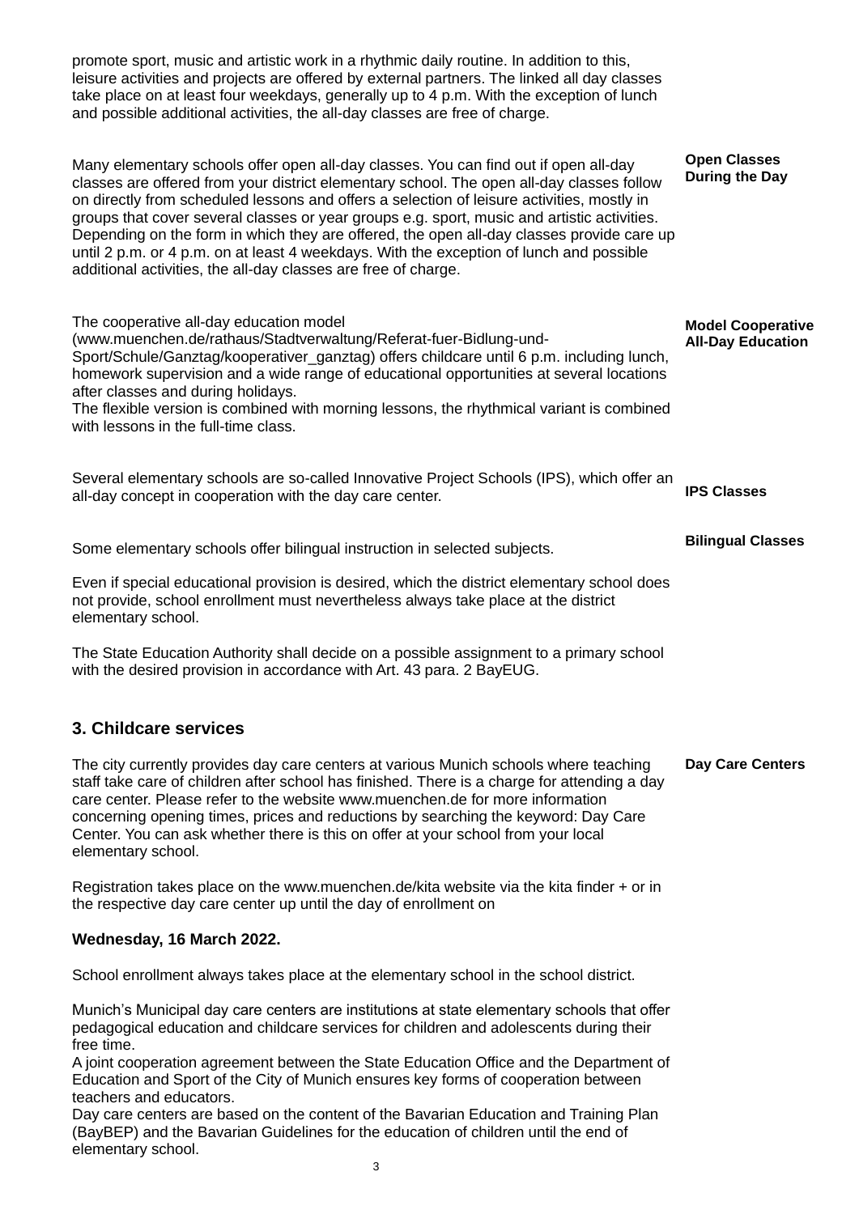promote sport, music and artistic work in a rhythmic daily routine. In addition to this, leisure activities and projects are offered by external partners. The linked all day classes take place on at least four weekdays, generally up to 4 p.m. With the exception of lunch and possible additional activities, the all-day classes are free of charge.

**Open Classes During the Day**

Many elementary schools offer open all-day classes. You can find out if open all-day classes are offered from your district elementary school. The open all-day classes follow on directly from scheduled lessons and offers a selection of leisure activities, mostly in groups that cover several classes or year groups e.g. sport, music and artistic activities. Depending on the form in which they are offered, the open all-day classes provide care up until 2 p.m. or 4 p.m. on at least 4 weekdays. With the exception of lunch and possible additional activities, the all-day classes are free of charge.

**Model Cooperative All-Day Education**

The cooperative all-day education model (www.muenchen.de/rathaus/Stadtverwaltung/Referat-fuer-Bidlung-und-Sport/Schule/Ganztag/kooperativer_ganztag) offers childcare until 6 p.m. including lunch, homework supervision and a wide range of educational opportunities at several locations after classes and during holidays.
The flexible version is combined with morning lessons, the rhythmical variant is combined with lessons in the full-time class.

**IPS Classes**

Several elementary schools are so-called Innovative Project Schools (IPS), which offer an all-day concept in cooperation with the day care center.

**Bilingual Classes**

Some elementary schools offer bilingual instruction in selected subjects.

Even if special educational provision is desired, which the district elementary school does not provide, school enrollment must nevertheless always take place at the district elementary school.

The State Education Authority shall decide on a possible assignment to a primary school with the desired provision in accordance with Art. 43 para. 2 BayEUG.

## 3. Childcare services

**Day Care Centers**

The city currently provides day care centers at various Munich schools where teaching staff take care of children after school has finished. There is a charge for attending a day care center. Please refer to the website www.muenchen.de for more information concerning opening times, prices and reductions by searching the keyword: Day Care Center. You can ask whether there is this on offer at your school from your local elementary school.

Registration takes place on the www.muenchen.de/kita website via the kita finder + or in the respective day care center up until the day of enrollment on

**Wednesday, 16 March 2022.**

School enrollment always takes place at the elementary school in the school district.

Munich's Municipal day care centers are institutions at state elementary schools that offer pedagogical education and childcare services for children and adolescents during their free time.
A joint cooperation agreement between the State Education Office and the Department of Education and Sport of the City of Munich ensures key forms of cooperation between teachers and educators.
Day care centers are based on the content of the Bavarian Education and Training Plan (BayBEP) and the Bavarian Guidelines for the education of children until the end of elementary school.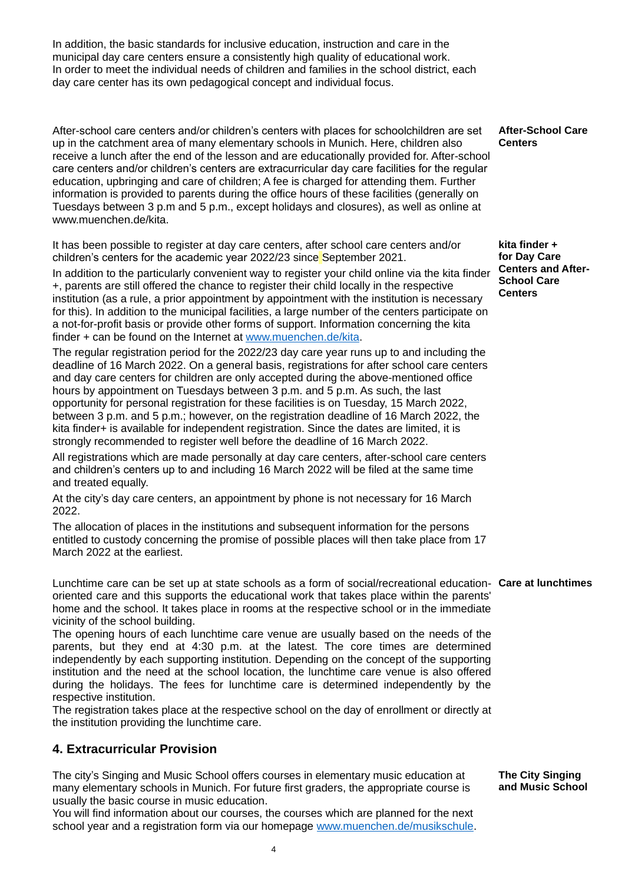In addition, the basic standards for inclusive education, instruction and care in the municipal day care centers ensure a consistently high quality of educational work. In order to meet the individual needs of children and families in the school district, each day care center has its own pedagogical concept and individual focus.

**After-School Care Centers**

After-school care centers and/or children's centers with places for schoolchildren are set up in the catchment area of many elementary schools in Munich. Here, children also receive a lunch after the end of the lesson and are educationally provided for. After-school care centers and/or children's centers are extracurricular day care facilities for the regular education, upbringing and care of children; A fee is charged for attending them. Further information is provided to parents during the office hours of these facilities (generally on Tuesdays between 3 p.m and 5 p.m., except holidays and closures), as well as online at www.muenchen.de/kita.

**kita finder + for Day Care Centers and After-School Care Centers**

It has been possible to register at day care centers, after school care centers and/or children's centers for the academic year 2022/23 since September 2021.

In addition to the particularly convenient way to register your child online via the kita finder +, parents are still offered the chance to register their child locally in the respective institution (as a rule, a prior appointment by appointment with the institution is necessary for this). In addition to the municipal facilities, a large number of the centers participate on a not-for-profit basis or provide other forms of support. Information concerning the kita finder + can be found on the Internet at www.muenchen.de/kita.

The regular registration period for the 2022/23 day care year runs up to and including the deadline of 16 March 2022. On a general basis, registrations for after school care centers and day care centers for children are only accepted during the above-mentioned office hours by appointment on Tuesdays between 3 p.m. and 5 p.m. As such, the last opportunity for personal registration for these facilities is on Tuesday, 15 March 2022, between 3 p.m. and 5 p.m.; however, on the registration deadline of 16 March 2022, the kita finder+ is available for independent registration. Since the dates are limited, it is strongly recommended to register well before the deadline of 16 March 2022.

All registrations which are made personally at day care centers, after-school care centers and children's centers up to and including 16 March 2022 will be filed at the same time and treated equally.

At the city's day care centers, an appointment by phone is not necessary for 16 March 2022.

The allocation of places in the institutions and subsequent information for the persons entitled to custody concerning the promise of possible places will then take place from 17 March 2022 at the earliest.

**Care at lunchtimes**

Lunchtime care can be set up at state schools as a form of social/recreational education-oriented care and this supports the educational work that takes place within the parents' home and the school. It takes place in rooms at the respective school or in the immediate vicinity of the school building.

The opening hours of each lunchtime care venue are usually based on the needs of the parents, but they end at 4:30 p.m. at the latest. The core times are determined independently by each supporting institution. Depending on the concept of the supporting institution and the need at the school location, the lunchtime care venue is also offered during the holidays. The fees for lunchtime care is determined independently by the respective institution.

The registration takes place at the respective school on the day of enrollment or directly at the institution providing the lunchtime care.

## 4. Extracurricular Provision

**The City Singing and Music School**

The city's Singing and Music School offers courses in elementary music education at many elementary schools in Munich. For future first graders, the appropriate course is usually the basic course in music education.

You will find information about our courses, the courses which are planned for the next school year and a registration form via our homepage www.muenchen.de/musikschule.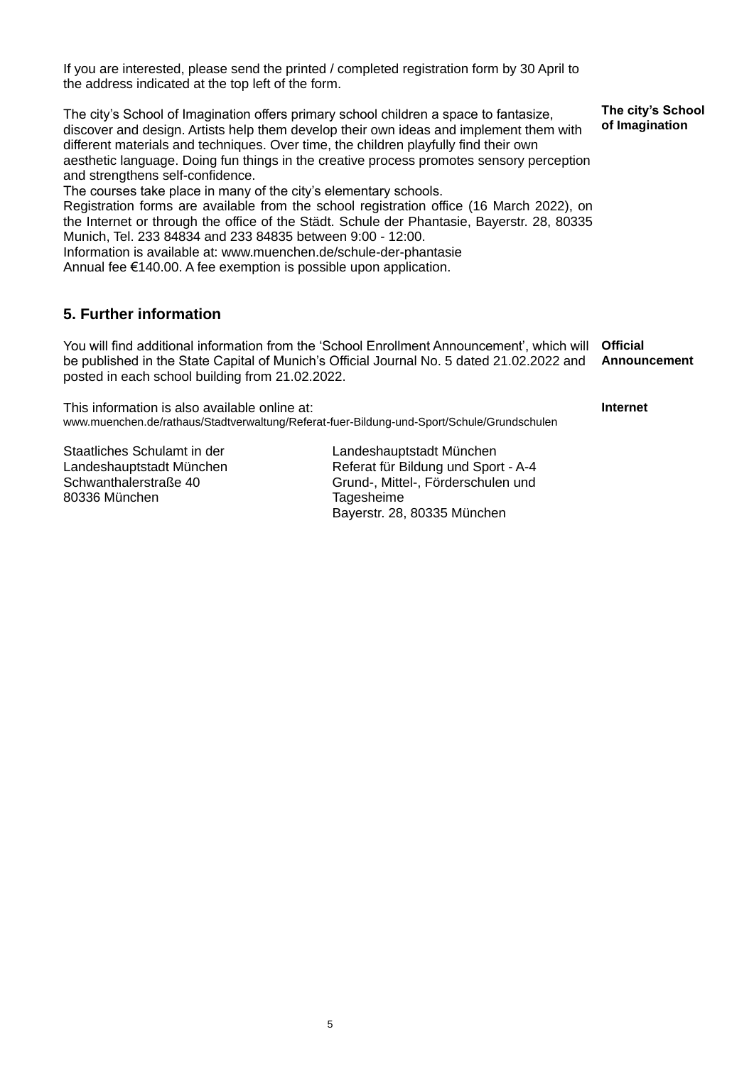If you are interested, please send the printed / completed registration form by 30 April to the address indicated at the top left of the form.

**The city's School of Imagination**

The city's School of Imagination offers primary school children a space to fantasize, discover and design. Artists help them develop their own ideas and implement them with different materials and techniques. Over time, the children playfully find their own aesthetic language. Doing fun things in the creative process promotes sensory perception and strengthens self-confidence.
The courses take place in many of the city's elementary schools.
Registration forms are available from the school registration office (16 March 2022), on the Internet or through the office of the Städt. Schule der Phantasie, Bayerstr. 28, 80335 Munich, Tel. 233 84834 and 233 84835 between 9:00 - 12:00.
Information is available at: www.muenchen.de/schule-der-phantasie
Annual fee €140.00. A fee exemption is possible upon application.

## 5. Further information

**Official Announcement**

You will find additional information from the 'School Enrollment Announcement', which will be published in the State Capital of Munich's Official Journal No. 5 dated 21.02.2022 and posted in each school building from 21.02.2022.

**Internet**

This information is also available online at:
www.muenchen.de/rathaus/Stadtverwaltung/Referat-fuer-Bildung-und-Sport/Schule/Grundschulen

Staatliches Schulamt in der
Landeshauptstadt München
Schwanthalerstraße 40
80336 München

Landeshauptstadt München
Referat für Bildung und Sport - A-4
Grund-, Mittel-, Förderschulen und Tagesheime
Bayerstr. 28, 80335 München